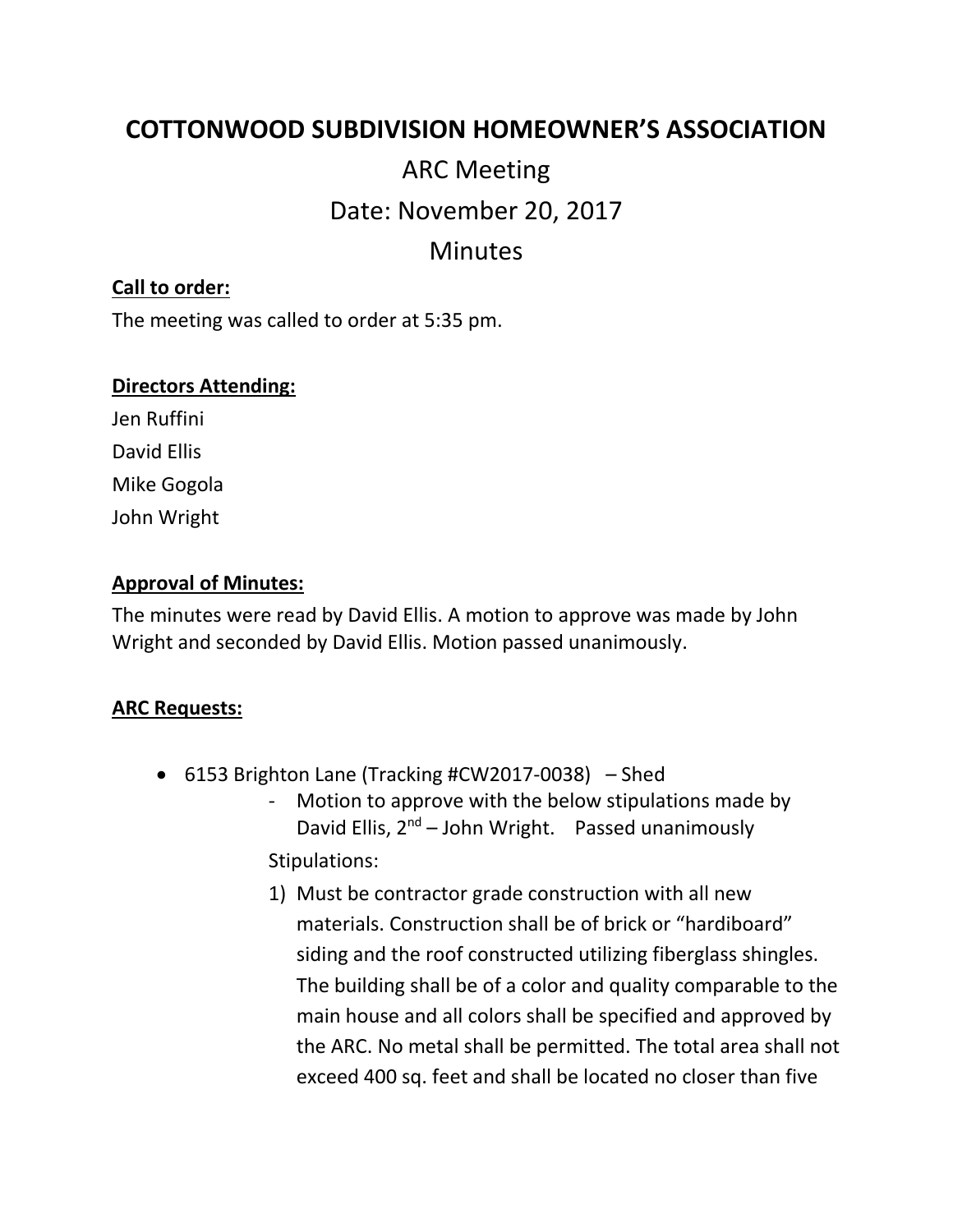# COTTONWOOD SUBDIVISION HOMEOWNER'S ASSOCIATION

## ARC Meeting

## Date: November 20, 2017

## Minutes

**Call to order:**

The meeting was called to order at 5:35 pm.

**Directors Attending:**

Jen Ruffini

David Ellis

Mike Gogola

John Wright

**Approval of Minutes:**

The minutes were read by David Ellis. A motion to approve was made by John Wright and seconded by David Ellis. Motion passed unanimously.

**ARC Requests:**

- 6153 Brighton Lane (Tracking #CW2017-0038) – Shed
  - Motion to approve with the below stipulations made by David Ellis, 2nd – John Wright. Passed unanimously

  Stipulations:

  1) Must be contractor grade construction with all new materials. Construction shall be of brick or "hardiboard" siding and the roof constructed utilizing fiberglass shingles. The building shall be of a color and quality comparable to the main house and all colors shall be specified and approved by the ARC. No metal shall be permitted. The total area shall not exceed 400 sq. feet and shall be located no closer than five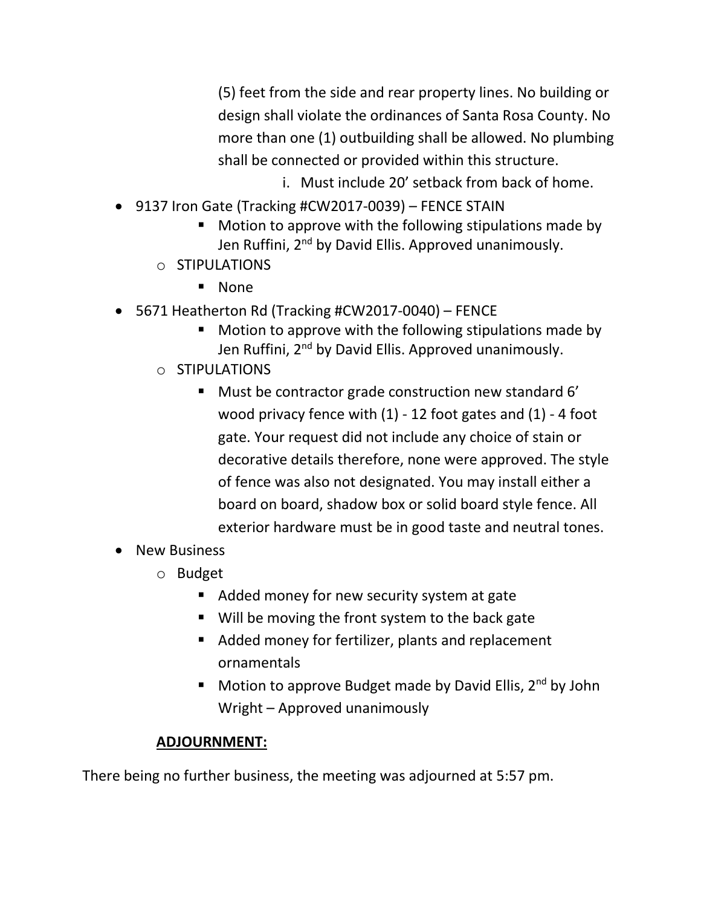(5) feet from the side and rear property lines. No building or design shall violate the ordinances of Santa Rosa County. No more than one (1) outbuilding shall be allowed. No plumbing shall be connected or provided within this structure.

            i. Must include 20' setback from back of home.

- 9137 Iron Gate (Tracking #CW2017-0039) – FENCE STAIN
        - Motion to approve with the following stipulations made by Jen Ruffini, 2nd by David Ellis. Approved unanimously.
    - STIPULATIONS
        - None
- 5671 Heatherton Rd (Tracking #CW2017-0040) – FENCE
        - Motion to approve with the following stipulations made by Jen Ruffini, 2nd by David Ellis. Approved unanimously.
    - STIPULATIONS
        - Must be contractor grade construction new standard 6' wood privacy fence with (1) - 12 foot gates and (1) - 4 foot gate. Your request did not include any choice of stain or decorative details therefore, none were approved. The style of fence was also not designated. You may install either a board on board, shadow box or solid board style fence. All exterior hardware must be in good taste and neutral tones.
- New Business
    - Budget
        - Added money for new security system at gate
        - Will be moving the front system to the back gate
        - Added money for fertilizer, plants and replacement ornamentals
        - Motion to approve Budget made by David Ellis, 2nd by John Wright – Approved unanimously

**ADJOURNMENT:**

There being no further business, the meeting was adjourned at 5:57 pm.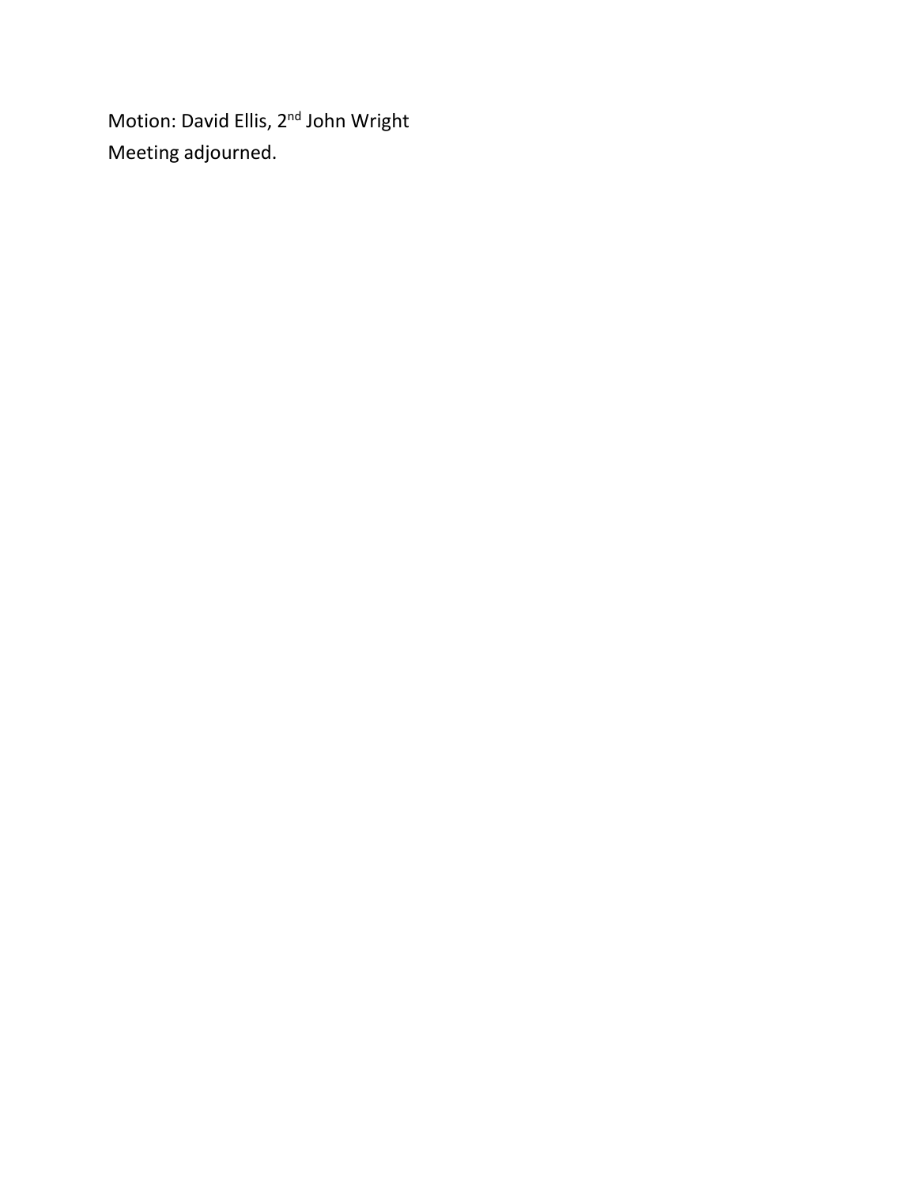Motion: David Ellis, 2nd John Wright
Meeting adjourned.